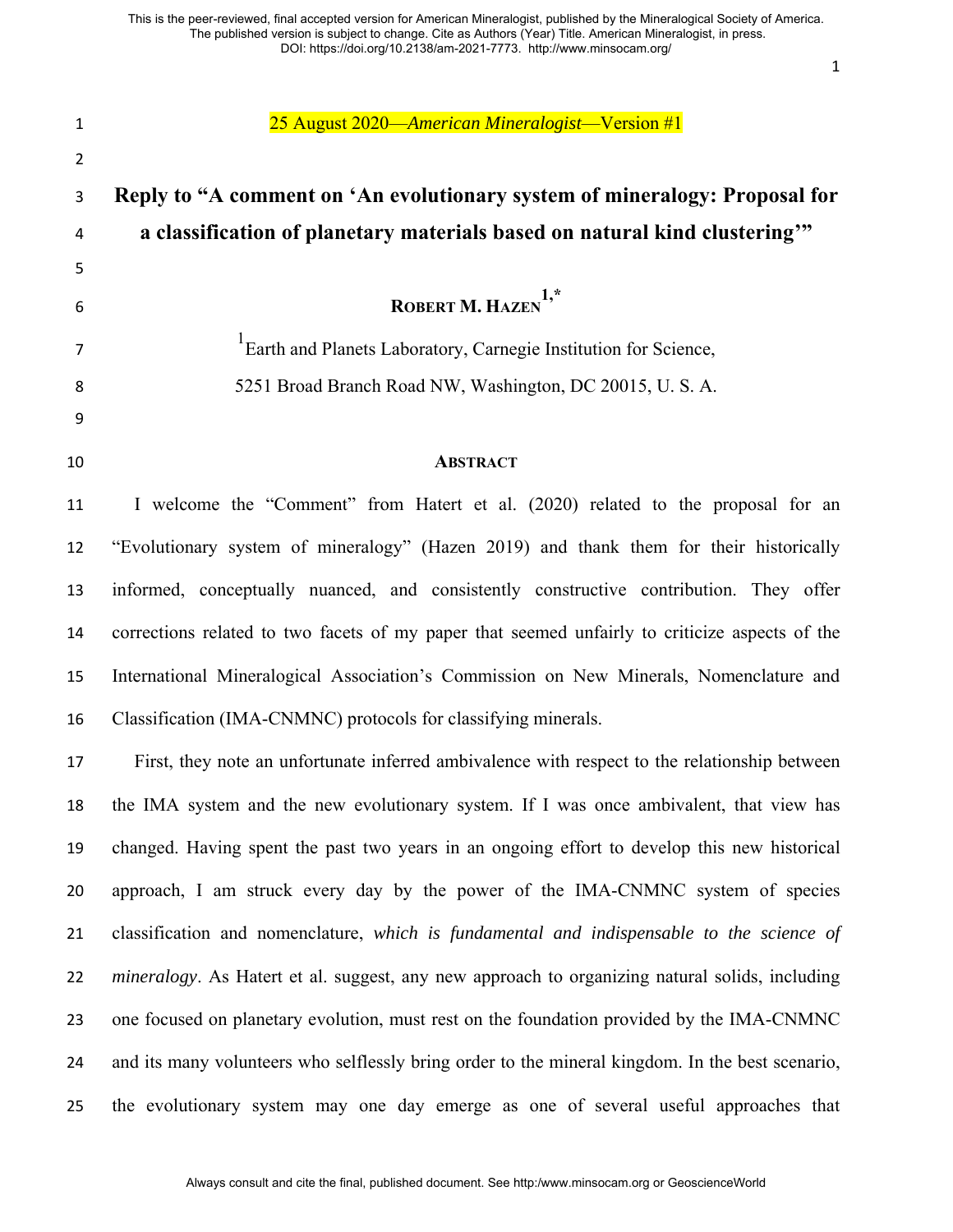25 August 2020—*American Mineralogist*—Version #1

# Reply to "A comment on 'An evolutionary system of mineralogy: Proposal for a classification of planetary materials based on natural kind clustering'"

**ROBERT M. HAZEN**[1,*]

[1]Earth and Planets Laboratory, Carnegie Institution for Science,
5251 Broad Branch Road NW, Washington, DC 20015, U. S. A.

## ABSTRACT

I welcome the "Comment" from Hatert et al. (2020) related to the proposal for an "Evolutionary system of mineralogy" (Hazen 2019) and thank them for their historically informed, conceptually nuanced, and consistently constructive contribution. They offer corrections related to two facets of my paper that seemed unfairly to criticize aspects of the International Mineralogical Association's Commission on New Minerals, Nomenclature and Classification (IMA-CNMNC) protocols for classifying minerals.

First, they note an unfortunate inferred ambivalence with respect to the relationship between the IMA system and the new evolutionary system. If I was once ambivalent, that view has changed. Having spent the past two years in an ongoing effort to develop this new historical approach, I am struck every day by the power of the IMA-CNMNC system of species classification and nomenclature, *which is fundamental and indispensable to the science of mineralogy*. As Hatert et al. suggest, any new approach to organizing natural solids, including one focused on planetary evolution, must rest on the foundation provided by the IMA-CNMNC and its many volunteers who selflessly bring order to the mineral kingdom. In the best scenario, the evolutionary system may one day emerge as one of several useful approaches that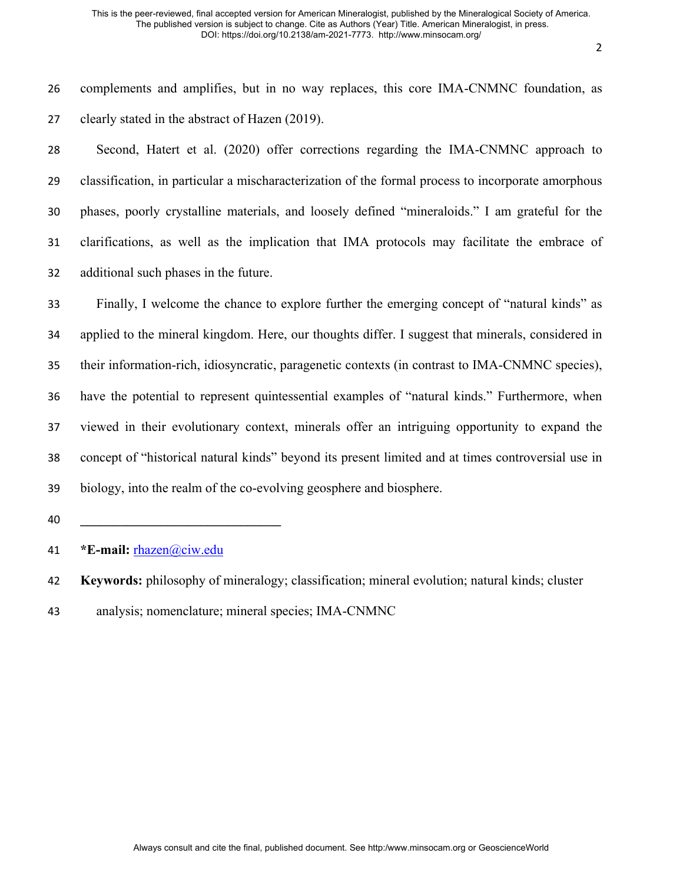complements and amplifies, but in no way replaces, this core IMA-CNMNC foundation, as clearly stated in the abstract of Hazen (2019).

Second, Hatert et al. (2020) offer corrections regarding the IMA-CNMNC approach to classification, in particular a mischaracterization of the formal process to incorporate amorphous phases, poorly crystalline materials, and loosely defined "mineraloids." I am grateful for the clarifications, as well as the implication that IMA protocols may facilitate the embrace of additional such phases in the future.

Finally, I welcome the chance to explore further the emerging concept of "natural kinds" as applied to the mineral kingdom. Here, our thoughts differ. I suggest that minerals, considered in their information-rich, idiosyncratic, paragenetic contexts (in contrast to IMA-CNMNC species), have the potential to represent quintessential examples of "natural kinds." Furthermore, when viewed in their evolutionary context, minerals offer an intriguing opportunity to expand the concept of "historical natural kinds" beyond its present limited and at times controversial use in biology, into the realm of the co-evolving geosphere and biosphere.

______________________________

***E-mail:** rhazen@ciw.edu

**Keywords:** philosophy of mineralogy; classification; mineral evolution; natural kinds; cluster analysis; nomenclature; mineral species; IMA-CNMNC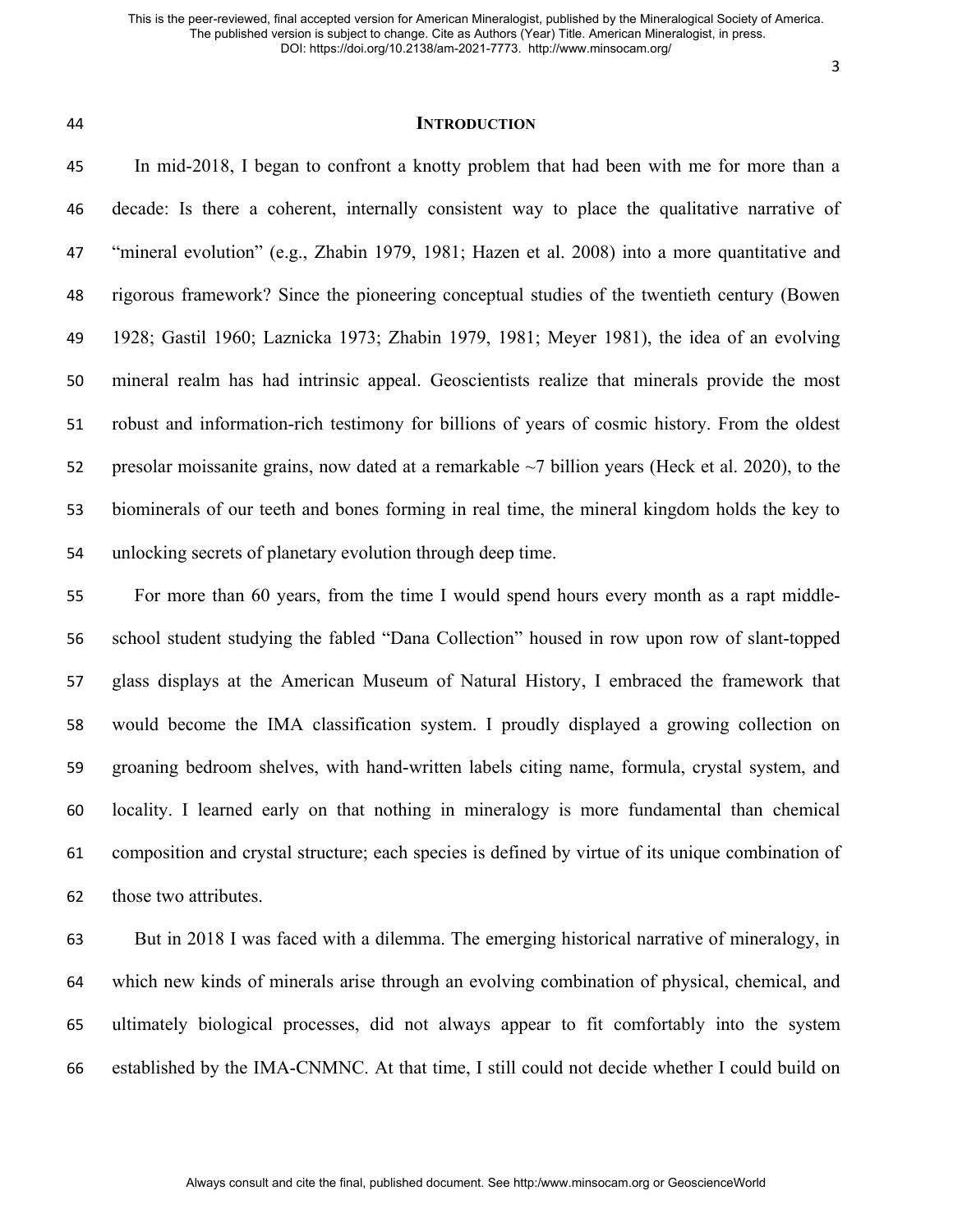## INTRODUCTION

In mid-2018, I began to confront a knotty problem that had been with me for more than a decade: Is there a coherent, internally consistent way to place the qualitative narrative of "mineral evolution" (e.g., Zhabin 1979, 1981; Hazen et al. 2008) into a more quantitative and rigorous framework? Since the pioneering conceptual studies of the twentieth century (Bowen 1928; Gastil 1960; Laznicka 1973; Zhabin 1979, 1981; Meyer 1981), the idea of an evolving mineral realm has had intrinsic appeal. Geoscientists realize that minerals provide the most robust and information-rich testimony for billions of years of cosmic history. From the oldest presolar moissanite grains, now dated at a remarkable ~7 billion years (Heck et al. 2020), to the biominerals of our teeth and bones forming in real time, the mineral kingdom holds the key to unlocking secrets of planetary evolution through deep time.

For more than 60 years, from the time I would spend hours every month as a rapt middle-school student studying the fabled "Dana Collection" housed in row upon row of slant-topped glass displays at the American Museum of Natural History, I embraced the framework that would become the IMA classification system. I proudly displayed a growing collection on groaning bedroom shelves, with hand-written labels citing name, formula, crystal system, and locality. I learned early on that nothing in mineralogy is more fundamental than chemical composition and crystal structure; each species is defined by virtue of its unique combination of those two attributes.

But in 2018 I was faced with a dilemma. The emerging historical narrative of mineralogy, in which new kinds of minerals arise through an evolving combination of physical, chemical, and ultimately biological processes, did not always appear to fit comfortably into the system established by the IMA-CNMNC. At that time, I still could not decide whether I could build on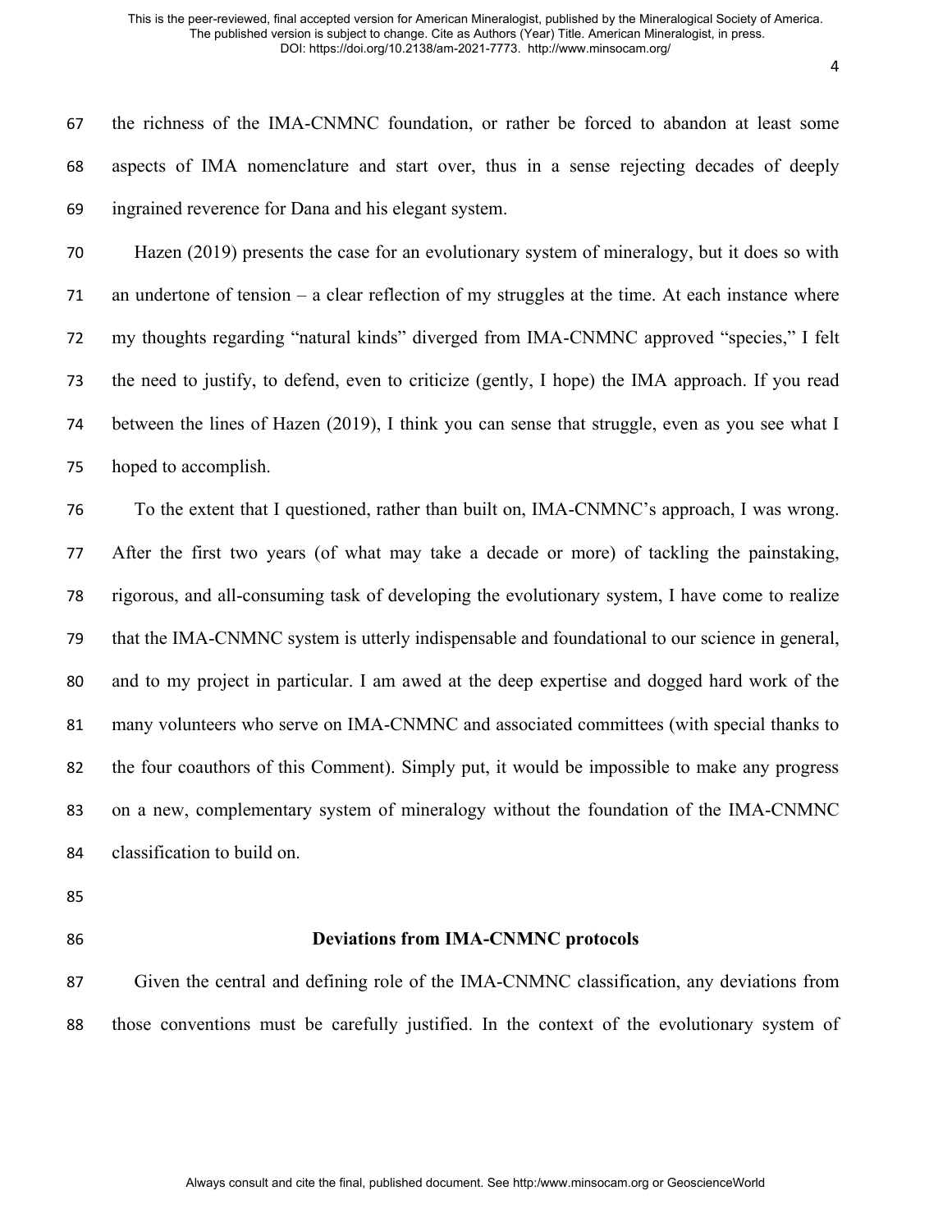the richness of the IMA-CNMNC foundation, or rather be forced to abandon at least some aspects of IMA nomenclature and start over, thus in a sense rejecting decades of deeply ingrained reverence for Dana and his elegant system.

Hazen (2019) presents the case for an evolutionary system of mineralogy, but it does so with an undertone of tension – a clear reflection of my struggles at the time. At each instance where my thoughts regarding "natural kinds" diverged from IMA-CNMNC approved "species," I felt the need to justify, to defend, even to criticize (gently, I hope) the IMA approach. If you read between the lines of Hazen (2019), I think you can sense that struggle, even as you see what I hoped to accomplish.

To the extent that I questioned, rather than built on, IMA-CNMNC's approach, I was wrong. After the first two years (of what may take a decade or more) of tackling the painstaking, rigorous, and all-consuming task of developing the evolutionary system, I have come to realize that the IMA-CNMNC system is utterly indispensable and foundational to our science in general, and to my project in particular. I am awed at the deep expertise and dogged hard work of the many volunteers who serve on IMA-CNMNC and associated committees (with special thanks to the four coauthors of this Comment). Simply put, it would be impossible to make any progress on a new, complementary system of mineralogy without the foundation of the IMA-CNMNC classification to build on.

## Deviations from IMA-CNMNC protocols

Given the central and defining role of the IMA-CNMNC classification, any deviations from those conventions must be carefully justified. In the context of the evolutionary system of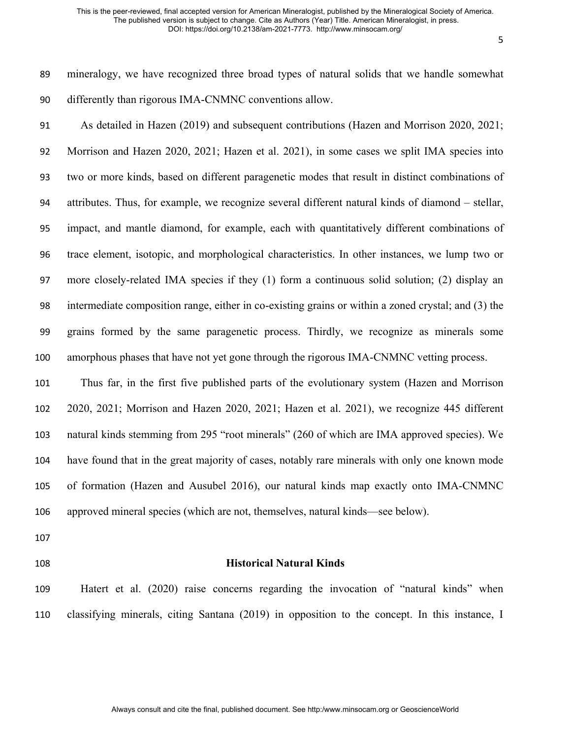mineralogy, we have recognized three broad types of natural solids that we handle somewhat differently than rigorous IMA-CNMNC conventions allow.

As detailed in Hazen (2019) and subsequent contributions (Hazen and Morrison 2020, 2021; Morrison and Hazen 2020, 2021; Hazen et al. 2021), in some cases we split IMA species into two or more kinds, based on different paragenetic modes that result in distinct combinations of attributes. Thus, for example, we recognize several different natural kinds of diamond – stellar, impact, and mantle diamond, for example, each with quantitatively different combinations of trace element, isotopic, and morphological characteristics. In other instances, we lump two or more closely-related IMA species if they (1) form a continuous solid solution; (2) display an intermediate composition range, either in co-existing grains or within a zoned crystal; and (3) the grains formed by the same paragenetic process. Thirdly, we recognize as minerals some amorphous phases that have not yet gone through the rigorous IMA-CNMNC vetting process.

Thus far, in the first five published parts of the evolutionary system (Hazen and Morrison 2020, 2021; Morrison and Hazen 2020, 2021; Hazen et al. 2021), we recognize 445 different natural kinds stemming from 295 "root minerals" (260 of which are IMA approved species). We have found that in the great majority of cases, notably rare minerals with only one known mode of formation (Hazen and Ausubel 2016), our natural kinds map exactly onto IMA-CNMNC approved mineral species (which are not, themselves, natural kinds—see below).

## Historical Natural Kinds

Hatert et al. (2020) raise concerns regarding the invocation of "natural kinds" when classifying minerals, citing Santana (2019) in opposition to the concept. In this instance, I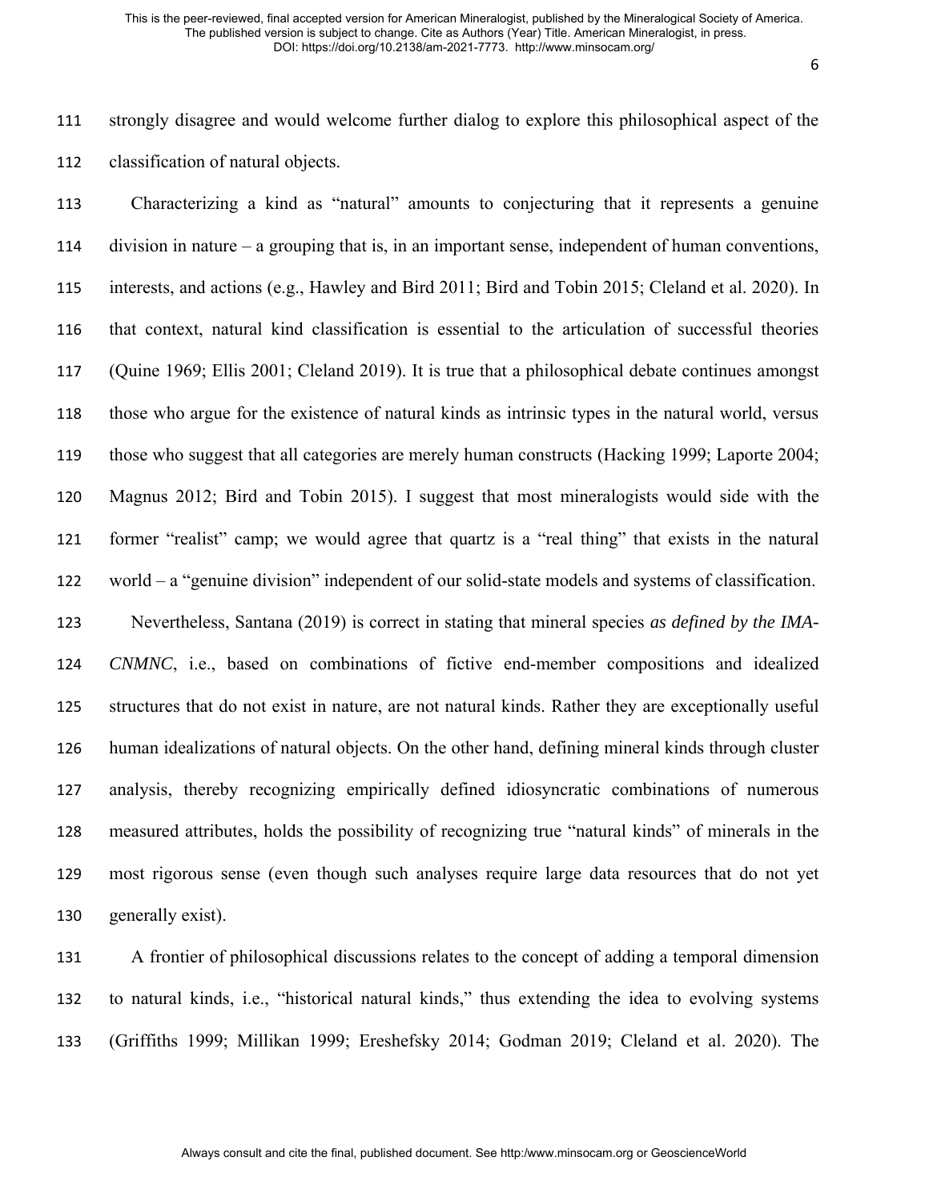strongly disagree and would welcome further dialog to explore this philosophical aspect of the classification of natural objects.

Characterizing a kind as "natural" amounts to conjecturing that it represents a genuine division in nature – a grouping that is, in an important sense, independent of human conventions, interests, and actions (e.g., Hawley and Bird 2011; Bird and Tobin 2015; Cleland et al. 2020). In that context, natural kind classification is essential to the articulation of successful theories (Quine 1969; Ellis 2001; Cleland 2019). It is true that a philosophical debate continues amongst those who argue for the existence of natural kinds as intrinsic types in the natural world, versus those who suggest that all categories are merely human constructs (Hacking 1999; Laporte 2004; Magnus 2012; Bird and Tobin 2015). I suggest that most mineralogists would side with the former "realist" camp; we would agree that quartz is a "real thing" that exists in the natural world – a "genuine division" independent of our solid-state models and systems of classification.

Nevertheless, Santana (2019) is correct in stating that mineral species *as defined by the IMA-CNMNC*, i.e., based on combinations of fictive end-member compositions and idealized structures that do not exist in nature, are not natural kinds. Rather they are exceptionally useful human idealizations of natural objects. On the other hand, defining mineral kinds through cluster analysis, thereby recognizing empirically defined idiosyncratic combinations of numerous measured attributes, holds the possibility of recognizing true "natural kinds" of minerals in the most rigorous sense (even though such analyses require large data resources that do not yet generally exist).

A frontier of philosophical discussions relates to the concept of adding a temporal dimension to natural kinds, i.e., "historical natural kinds," thus extending the idea to evolving systems (Griffiths 1999; Millikan 1999; Ereshefsky 2014; Godman 2019; Cleland et al. 2020). The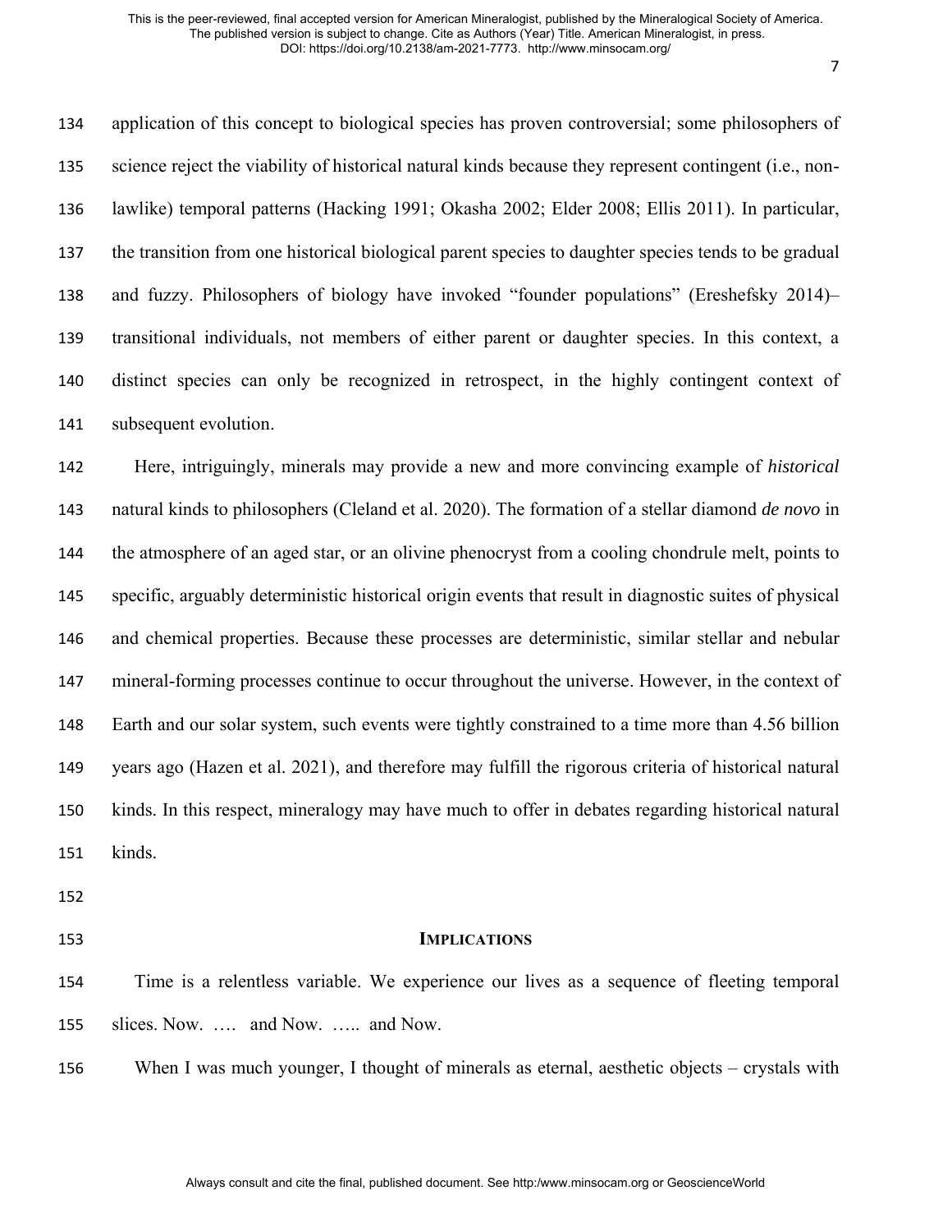application of this concept to biological species has proven controversial; some philosophers of science reject the viability of historical natural kinds because they represent contingent (i.e., non-lawlike) temporal patterns (Hacking 1991; Okasha 2002; Elder 2008; Ellis 2011). In particular, the transition from one historical biological parent species to daughter species tends to be gradual and fuzzy. Philosophers of biology have invoked "founder populations" (Ereshefsky 2014)– transitional individuals, not members of either parent or daughter species. In this context, a distinct species can only be recognized in retrospect, in the highly contingent context of subsequent evolution.

Here, intriguingly, minerals may provide a new and more convincing example of *historical* natural kinds to philosophers (Cleland et al. 2020). The formation of a stellar diamond *de novo* in the atmosphere of an aged star, or an olivine phenocryst from a cooling chondrule melt, points to specific, arguably deterministic historical origin events that result in diagnostic suites of physical and chemical properties. Because these processes are deterministic, similar stellar and nebular mineral-forming processes continue to occur throughout the universe. However, in the context of Earth and our solar system, such events were tightly constrained to a time more than 4.56 billion years ago (Hazen et al. 2021), and therefore may fulfill the rigorous criteria of historical natural kinds. In this respect, mineralogy may have much to offer in debates regarding historical natural kinds.

## IMPLICATIONS

Time is a relentless variable. We experience our lives as a sequence of fleeting temporal slices. Now. …. and Now. ….. and Now.

When I was much younger, I thought of minerals as eternal, aesthetic objects – crystals with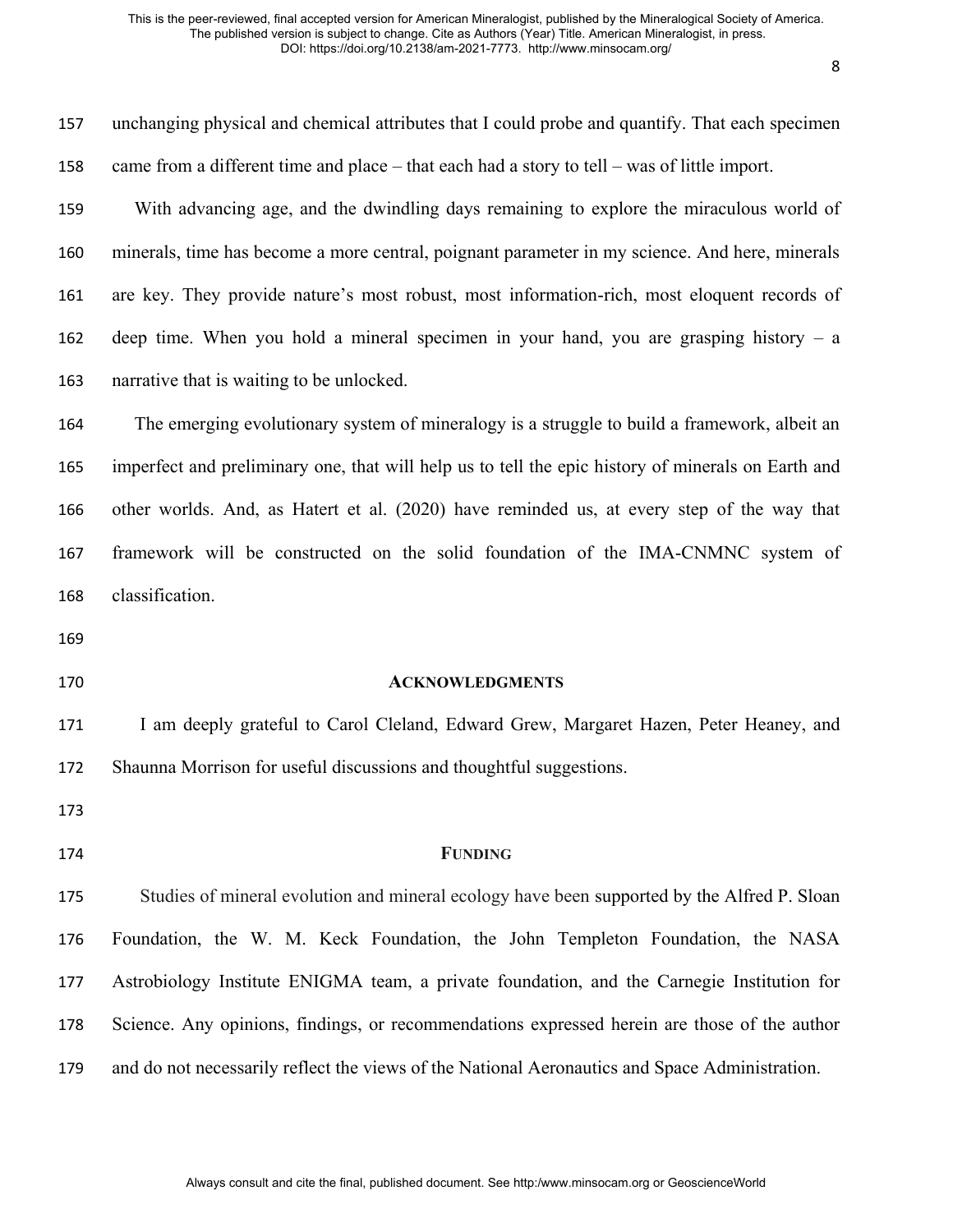unchanging physical and chemical attributes that I could probe and quantify. That each specimen came from a different time and place – that each had a story to tell – was of little import.

With advancing age, and the dwindling days remaining to explore the miraculous world of minerals, time has become a more central, poignant parameter in my science. And here, minerals are key. They provide nature's most robust, most information-rich, most eloquent records of deep time. When you hold a mineral specimen in your hand, you are grasping history – a narrative that is waiting to be unlocked.

The emerging evolutionary system of mineralogy is a struggle to build a framework, albeit an imperfect and preliminary one, that will help us to tell the epic history of minerals on Earth and other worlds. And, as Hatert et al. (2020) have reminded us, at every step of the way that framework will be constructed on the solid foundation of the IMA-CNMNC system of classification.

## ACKNOWLEDGMENTS

I am deeply grateful to Carol Cleland, Edward Grew, Margaret Hazen, Peter Heaney, and Shaunna Morrison for useful discussions and thoughtful suggestions.

## FUNDING

Studies of mineral evolution and mineral ecology have been supported by the Alfred P. Sloan Foundation, the W. M. Keck Foundation, the John Templeton Foundation, the NASA Astrobiology Institute ENIGMA team, a private foundation, and the Carnegie Institution for Science. Any opinions, findings, or recommendations expressed herein are those of the author and do not necessarily reflect the views of the National Aeronautics and Space Administration.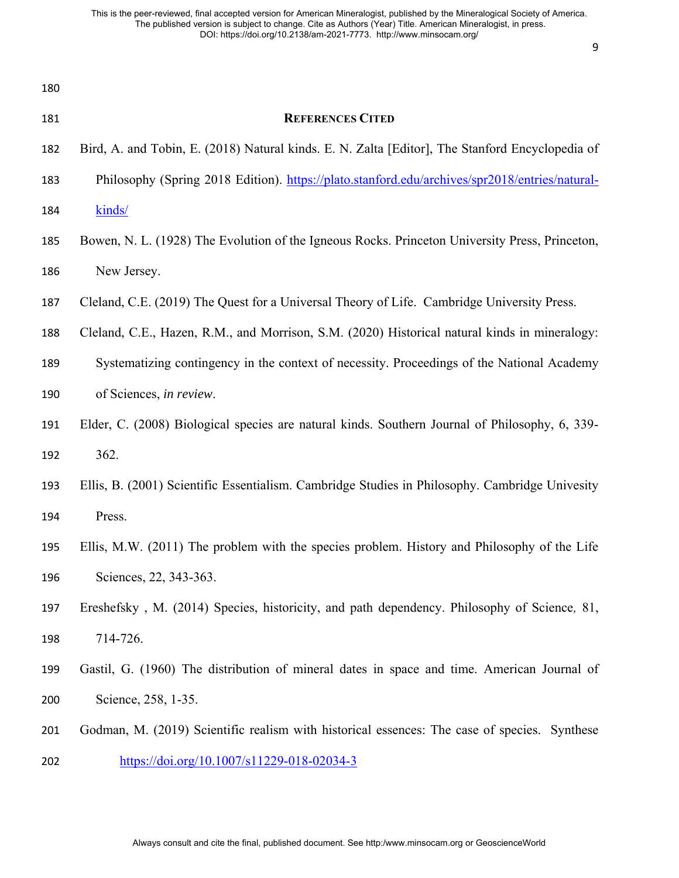## References Cited

Bird, A. and Tobin, E. (2018) Natural kinds. E. N. Zalta [Editor], The Stanford Encyclopedia of Philosophy (Spring 2018 Edition). https://plato.stanford.edu/archives/spr2018/entries/natural-kinds/

Bowen, N. L. (1928) The Evolution of the Igneous Rocks. Princeton University Press, Princeton, New Jersey.

Cleland, C.E. (2019) The Quest for a Universal Theory of Life. Cambridge University Press.

Cleland, C.E., Hazen, R.M., and Morrison, S.M. (2020) Historical natural kinds in mineralogy: Systematizing contingency in the context of necessity. Proceedings of the National Academy of Sciences, *in review*.

Elder, C. (2008) Biological species are natural kinds. Southern Journal of Philosophy, 6, 339-362.

Ellis, B. (2001) Scientific Essentialism. Cambridge Studies in Philosophy. Cambridge Univesity Press.

Ellis, M.W. (2011) The problem with the species problem. History and Philosophy of the Life Sciences, 22, 343-363.

Ereshefsky , M. (2014) Species, historicity, and path dependency. Philosophy of Science*,* 81, 714-726.

Gastil, G. (1960) The distribution of mineral dates in space and time. American Journal of Science, 258, 1-35.

Godman, M. (2019) Scientific realism with historical essences: The case of species. Synthese https://doi.org/10.1007/s11229-018-02034-3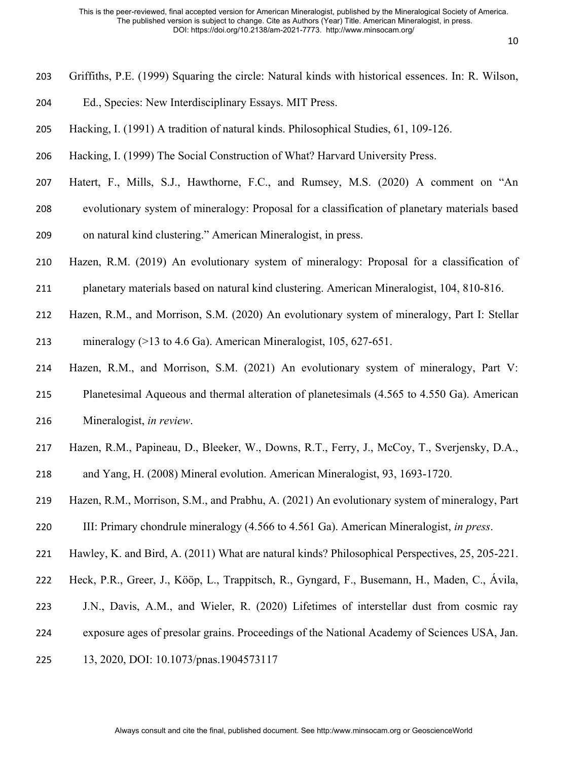Griffiths, P.E. (1999) Squaring the circle: Natural kinds with historical essences. In: R. Wilson, Ed., Species: New Interdisciplinary Essays. MIT Press.

Hacking, I. (1991) A tradition of natural kinds. Philosophical Studies, 61, 109-126.

Hacking, I. (1999) The Social Construction of What? Harvard University Press.

Hatert, F., Mills, S.J., Hawthorne, F.C., and Rumsey, M.S. (2020) A comment on "An evolutionary system of mineralogy: Proposal for a classification of planetary materials based on natural kind clustering." American Mineralogist, in press.

Hazen, R.M. (2019) An evolutionary system of mineralogy: Proposal for a classification of planetary materials based on natural kind clustering. American Mineralogist, 104, 810-816.

Hazen, R.M., and Morrison, S.M. (2020) An evolutionary system of mineralogy, Part I: Stellar mineralogy (>13 to 4.6 Ga). American Mineralogist, 105, 627-651.

Hazen, R.M., and Morrison, S.M. (2021) An evolutionary system of mineralogy, Part V: Planetesimal Aqueous and thermal alteration of planetesimals (4.565 to 4.550 Ga). American Mineralogist, *in review*.

Hazen, R.M., Papineau, D., Bleeker, W., Downs, R.T., Ferry, J., McCoy, T., Sverjensky, D.A., and Yang, H. (2008) Mineral evolution. American Mineralogist, 93, 1693-1720.

Hazen, R.M., Morrison, S.M., and Prabhu, A. (2021) An evolutionary system of mineralogy, Part III: Primary chondrule mineralogy (4.566 to 4.561 Ga). American Mineralogist, *in press*.

Hawley, K. and Bird, A. (2011) What are natural kinds? Philosophical Perspectives, 25, 205-221.

Heck, P.R., Greer, J., Kööp, L., Trappitsch, R., Gyngard, F., Busemann, H., Maden, C., Ávila, J.N., Davis, A.M., and Wieler, R. (2020) Lifetimes of interstellar dust from cosmic ray exposure ages of presolar grains. Proceedings of the National Academy of Sciences USA, Jan. 13, 2020, DOI: 10.1073/pnas.1904573117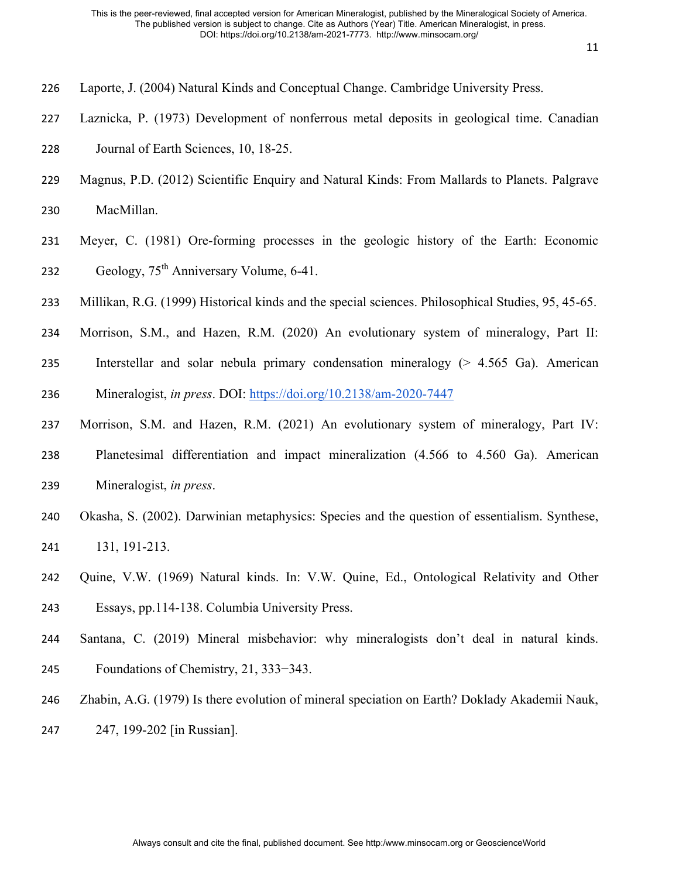Laporte, J. (2004) Natural Kinds and Conceptual Change. Cambridge University Press.

Laznicka, P. (1973) Development of nonferrous metal deposits in geological time. Canadian Journal of Earth Sciences, 10, 18-25.

Magnus, P.D. (2012) Scientific Enquiry and Natural Kinds: From Mallards to Planets. Palgrave MacMillan.

Meyer, C. (1981) Ore-forming processes in the geologic history of the Earth: Economic Geology, 75th Anniversary Volume, 6-41.

Millikan, R.G. (1999) Historical kinds and the special sciences. Philosophical Studies, 95, 45-65.

Morrison, S.M., and Hazen, R.M. (2020) An evolutionary system of mineralogy, Part II: Interstellar and solar nebula primary condensation mineralogy (> 4.565 Ga). American Mineralogist, *in press*. DOI: https://doi.org/10.2138/am-2020-7447

Morrison, S.M. and Hazen, R.M. (2021) An evolutionary system of mineralogy, Part IV: Planetesimal differentiation and impact mineralization (4.566 to 4.560 Ga). American Mineralogist, *in press*.

Okasha, S. (2002). Darwinian metaphysics: Species and the question of essentialism. Synthese, 131, 191-213.

Quine, V.W. (1969) Natural kinds. In: V.W. Quine, Ed., Ontological Relativity and Other Essays, pp.114-138. Columbia University Press.

Santana, C. (2019) Mineral misbehavior: why mineralogists don't deal in natural kinds. Foundations of Chemistry, 21, 333−343.

Zhabin, A.G. (1979) Is there evolution of mineral speciation on Earth? Doklady Akademii Nauk, 247, 199-202 [in Russian].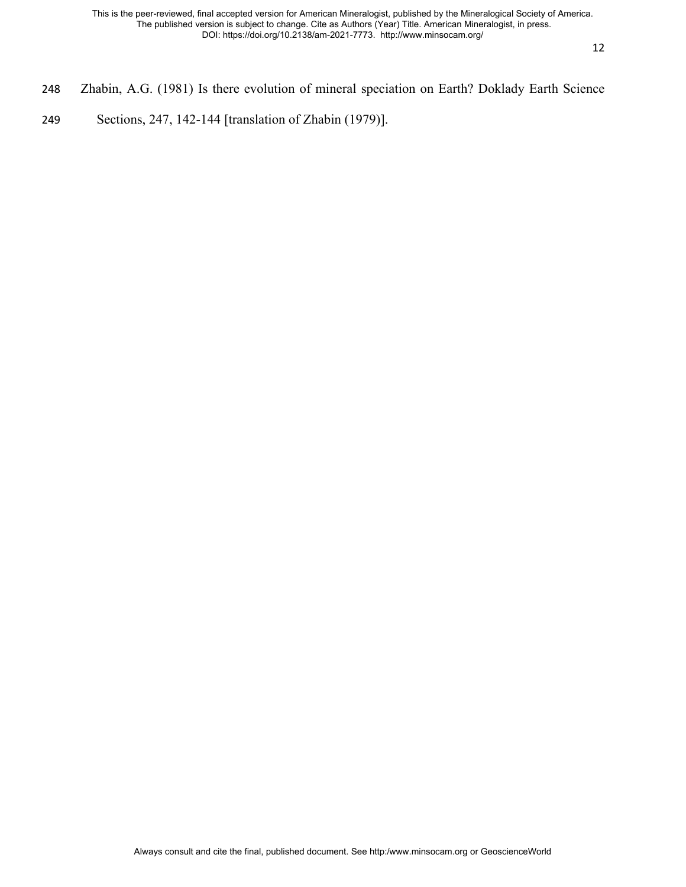Zhabin, A.G. (1981) Is there evolution of mineral speciation on Earth? Doklady Earth Science Sections, 247, 142-144 [translation of Zhabin (1979)].